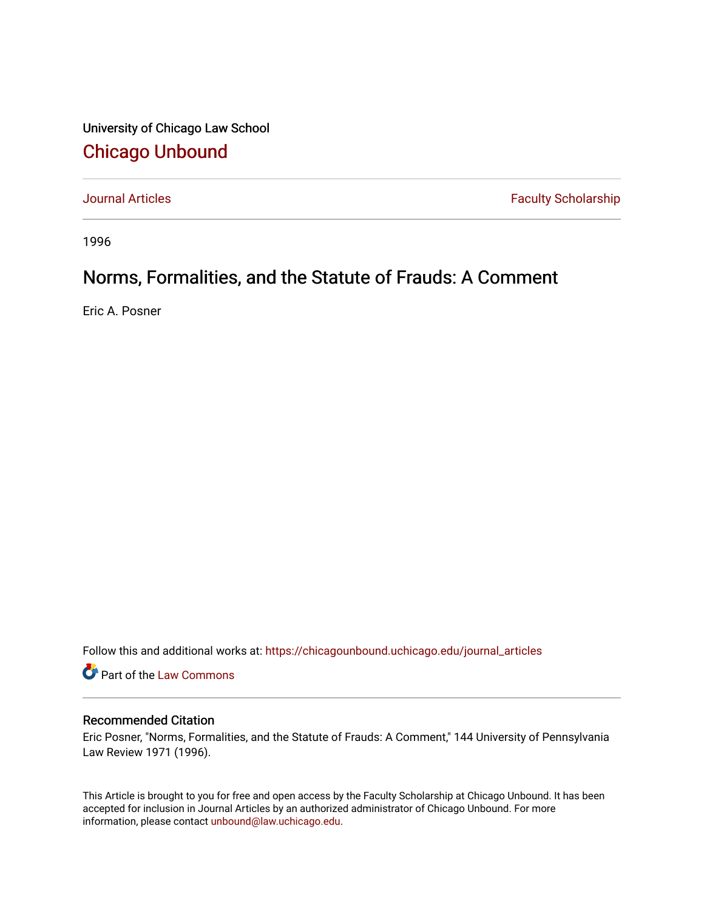University of Chicago Law School

# Chicago Unbound

Journal Articles | Faculty Scholarship

1996

## Norms, Formalities, and the Statute of Frauds: A Comment

Eric A. Posner

Follow this and additional works at: https://chicagounbound.uchicago.edu/journal_articles

Part of the Law Commons

### Recommended Citation

Eric Posner, "Norms, Formalities, and the Statute of Frauds: A Comment," 144 University of Pennsylvania Law Review 1971 (1996).

This Article is brought to you for free and open access by the Faculty Scholarship at Chicago Unbound. It has been accepted for inclusion in Journal Articles by an authorized administrator of Chicago Unbound. For more information, please contact unbound@law.uchicago.edu.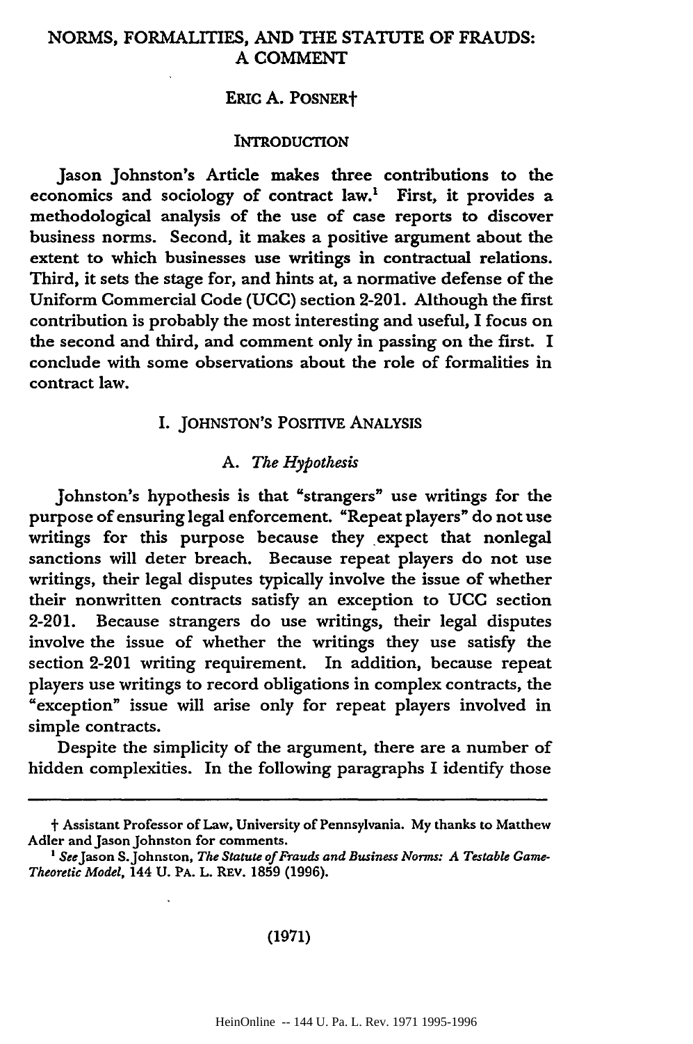# NORMS, FORMALITIES, AND THE STATUTE OF FRAUDS: A COMMENT

ERIC A. POSNER†

## INTRODUCTION

Jason Johnston's Article makes three contributions to the economics and sociology of contract law.[1] First, it provides a methodological analysis of the use of case reports to discover business norms. Second, it makes a positive argument about the extent to which businesses use writings in contractual relations. Third, it sets the stage for, and hints at, a normative defense of the Uniform Commercial Code (UCC) section 2-201. Although the first contribution is probably the most interesting and useful, I focus on the second and third, and comment only in passing on the first. I conclude with some observations about the role of formalities in contract law.

## I. JOHNSTON'S POSITIVE ANALYSIS

### A. *The Hypothesis*

Johnston's hypothesis is that "strangers" use writings for the purpose of ensuring legal enforcement. "Repeat players" do not use writings for this purpose because they expect that nonlegal sanctions will deter breach. Because repeat players do not use writings, their legal disputes typically involve the issue of whether their nonwritten contracts satisfy an exception to UCC section 2-201. Because strangers do use writings, their legal disputes involve the issue of whether the writings they use satisfy the section 2-201 writing requirement. In addition, because repeat players use writings to record obligations in complex contracts, the "exception" issue will arise only for repeat players involved in simple contracts.

Despite the simplicity of the argument, there are a number of hidden complexities. In the following paragraphs I identify those

---

† Assistant Professor of Law, University of Pennsylvania. My thanks to Matthew Adler and Jason Johnston for comments.

[1] *See* Jason S. Johnston, *The Statute of Frauds and Business Norms: A Testable Game-Theoretic Model*, 144 U. PA. L. REV. 1859 (1996).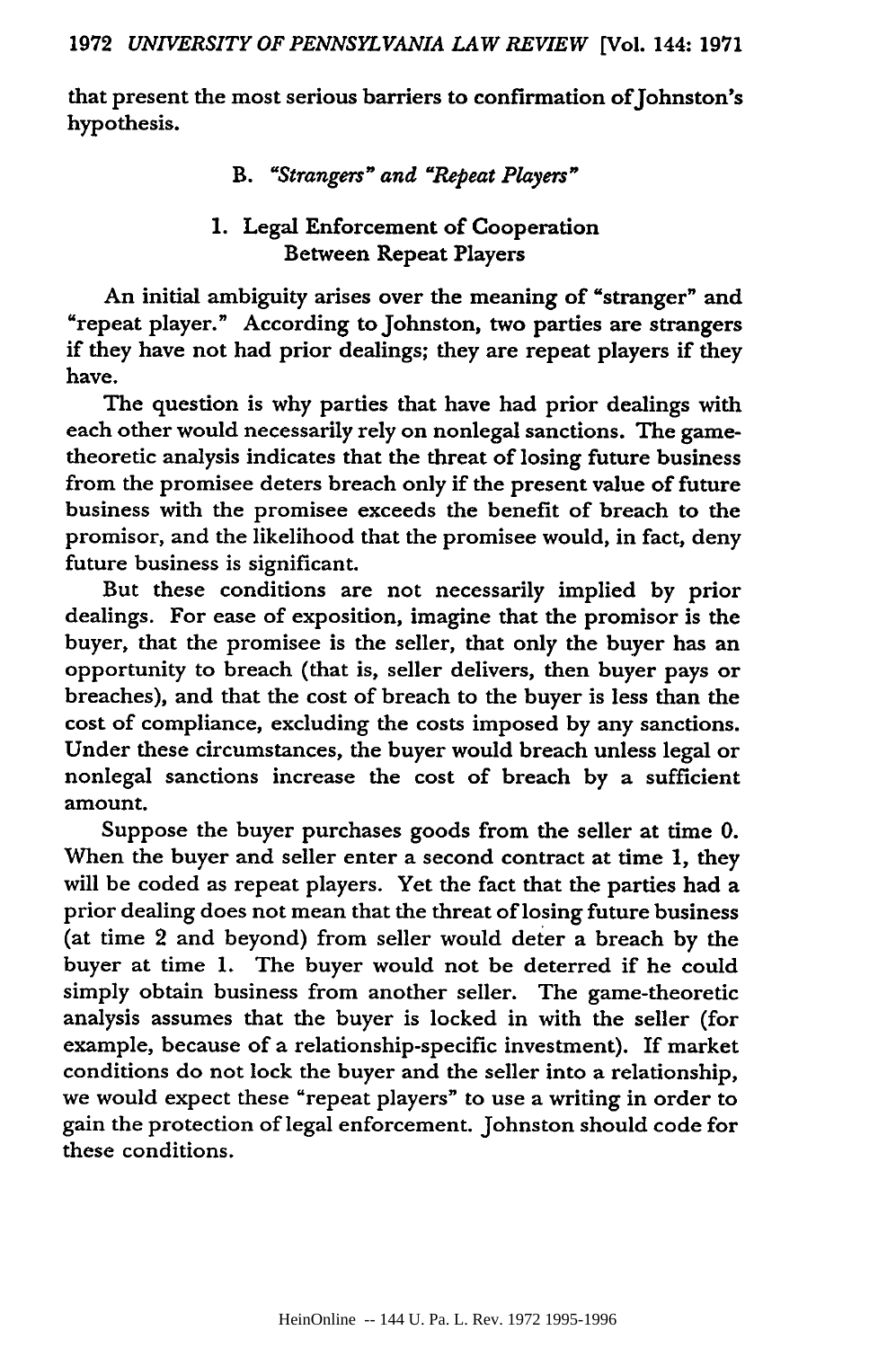that present the most serious barriers to confirmation of Johnston's hypothesis.

### B. *"Strangers" and "Repeat Players"*

#### 1. Legal Enforcement of Cooperation Between Repeat Players

An initial ambiguity arises over the meaning of "stranger" and "repeat player." According to Johnston, two parties are strangers if they have not had prior dealings; they are repeat players if they have.

The question is why parties that have had prior dealings with each other would necessarily rely on nonlegal sanctions. The game-theoretic analysis indicates that the threat of losing future business from the promisee deters breach only if the present value of future business with the promisee exceeds the benefit of breach to the promisor, and the likelihood that the promisee would, in fact, deny future business is significant.

But these conditions are not necessarily implied by prior dealings. For ease of exposition, imagine that the promisor is the buyer, that the promisee is the seller, that only the buyer has an opportunity to breach (that is, seller delivers, then buyer pays or breaches), and that the cost of breach to the buyer is less than the cost of compliance, excluding the costs imposed by any sanctions. Under these circumstances, the buyer would breach unless legal or nonlegal sanctions increase the cost of breach by a sufficient amount.

Suppose the buyer purchases goods from the seller at time 0. When the buyer and seller enter a second contract at time 1, they will be coded as repeat players. Yet the fact that the parties had a prior dealing does not mean that the threat of losing future business (at time 2 and beyond) from seller would deter a breach by the buyer at time 1. The buyer would not be deterred if he could simply obtain business from another seller. The game-theoretic analysis assumes that the buyer is locked in with the seller (for example, because of a relationship-specific investment). If market conditions do not lock the buyer and the seller into a relationship, we would expect these "repeat players" to use a writing in order to gain the protection of legal enforcement. Johnston should code for these conditions.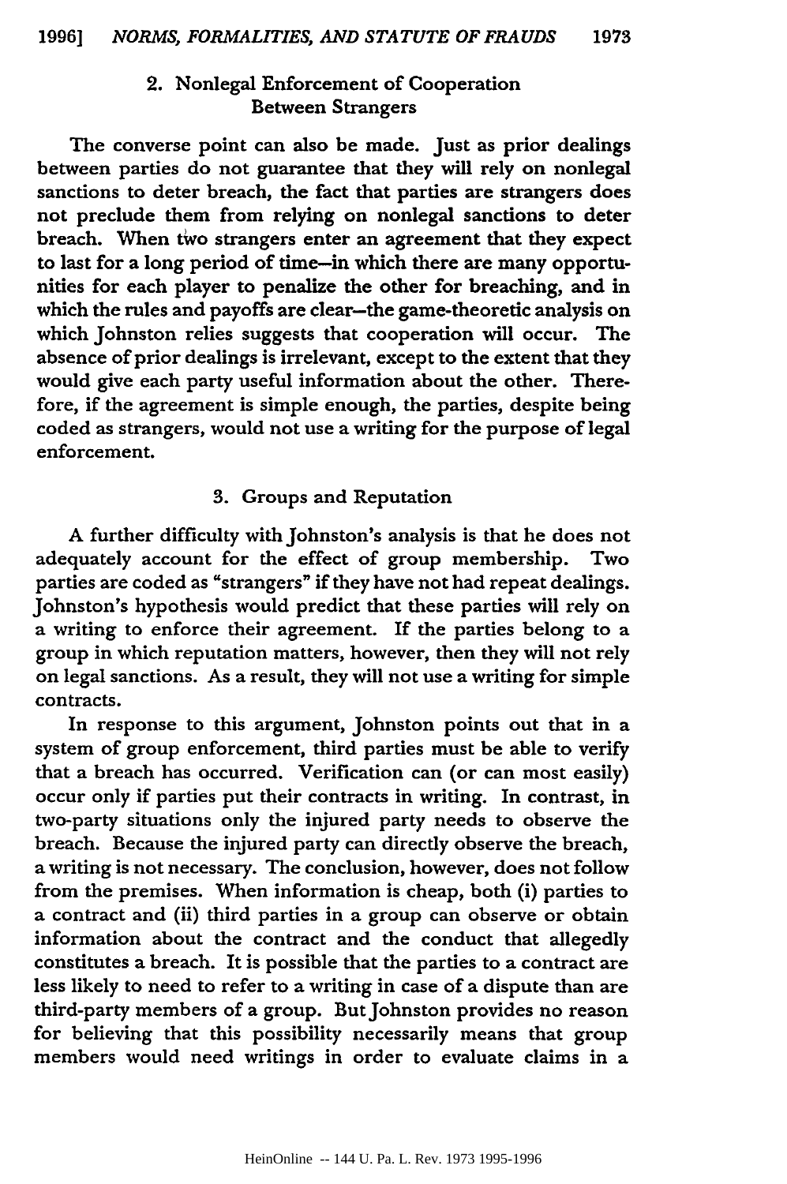### 2. Nonlegal Enforcement of Cooperation Between Strangers

The converse point can also be made. Just as prior dealings between parties do not guarantee that they will rely on nonlegal sanctions to deter breach, the fact that parties are strangers does not preclude them from relying on nonlegal sanctions to deter breach. When two strangers enter an agreement that they expect to last for a long period of time—in which there are many opportunities for each player to penalize the other for breaching, and in which the rules and payoffs are clear—the game-theoretic analysis on which Johnston relies suggests that cooperation will occur. The absence of prior dealings is irrelevant, except to the extent that they would give each party useful information about the other. Therefore, if the agreement is simple enough, the parties, despite being coded as strangers, would not use a writing for the purpose of legal enforcement.

### 3. Groups and Reputation

A further difficulty with Johnston's analysis is that he does not adequately account for the effect of group membership. Two parties are coded as "strangers" if they have not had repeat dealings. Johnston's hypothesis would predict that these parties will rely on a writing to enforce their agreement. If the parties belong to a group in which reputation matters, however, then they will not rely on legal sanctions. As a result, they will not use a writing for simple contracts.

In response to this argument, Johnston points out that in a system of group enforcement, third parties must be able to verify that a breach has occurred. Verification can (or can most easily) occur only if parties put their contracts in writing. In contrast, in two-party situations only the injured party needs to observe the breach. Because the injured party can directly observe the breach, a writing is not necessary. The conclusion, however, does not follow from the premises. When information is cheap, both (i) parties to a contract and (ii) third parties in a group can observe or obtain information about the contract and the conduct that allegedly constitutes a breach. It is possible that the parties to a contract are less likely to need to refer to a writing in case of a dispute than are third-party members of a group. But Johnston provides no reason for believing that this possibility necessarily means that group members would need writings in order to evaluate claims in a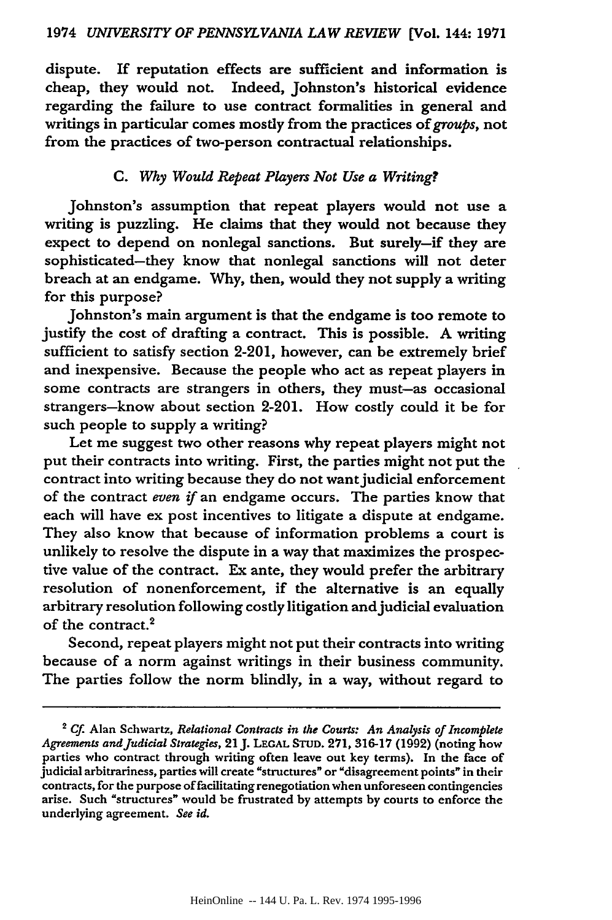dispute. If reputation effects are sufficient and information is cheap, they would not. Indeed, Johnston's historical evidence regarding the failure to use contract formalities in general and writings in particular comes mostly from the practices of *groups*, not from the practices of two-person contractual relationships.

### C. *Why Would Repeat Players Not Use a Writing?*

Johnston's assumption that repeat players would not use a writing is puzzling. He claims that they would not because they expect to depend on nonlegal sanctions. But surely—if they are sophisticated—they know that nonlegal sanctions will not deter breach at an endgame. Why, then, would they not supply a writing for this purpose?

Johnston's main argument is that the endgame is too remote to justify the cost of drafting a contract. This is possible. A writing sufficient to satisfy section 2-201, however, can be extremely brief and inexpensive. Because the people who act as repeat players in some contracts are strangers in others, they must—as occasional strangers—know about section 2-201. How costly could it be for such people to supply a writing?

Let me suggest two other reasons why repeat players might not put their contracts into writing. First, the parties might not put the contract into writing because they do not want judicial enforcement of the contract *even if* an endgame occurs. The parties know that each will have ex post incentives to litigate a dispute at endgame. They also know that because of information problems a court is unlikely to resolve the dispute in a way that maximizes the prospective value of the contract. Ex ante, they would prefer the arbitrary resolution of nonenforcement, if the alternative is an equally arbitrary resolution following costly litigation and judicial evaluation of the contract.[2]

Second, repeat players might not put their contracts into writing because of a norm against writings in their business community. The parties follow the norm blindly, in a way, without regard to

---

[2] *Cf.* Alan Schwartz, *Relational Contracts in the Courts: An Analysis of Incomplete Agreements and Judicial Strategies*, 21 J. LEGAL STUD. 271, 316-17 (1992) (noting how parties who contract through writing often leave out key terms). In the face of judicial arbitrariness, parties will create "structures" or "disagreement points" in their contracts, for the purpose of facilitating renegotiation when unforeseen contingencies arise. Such "structures" would be frustrated by attempts by courts to enforce the underlying agreement. *See id.*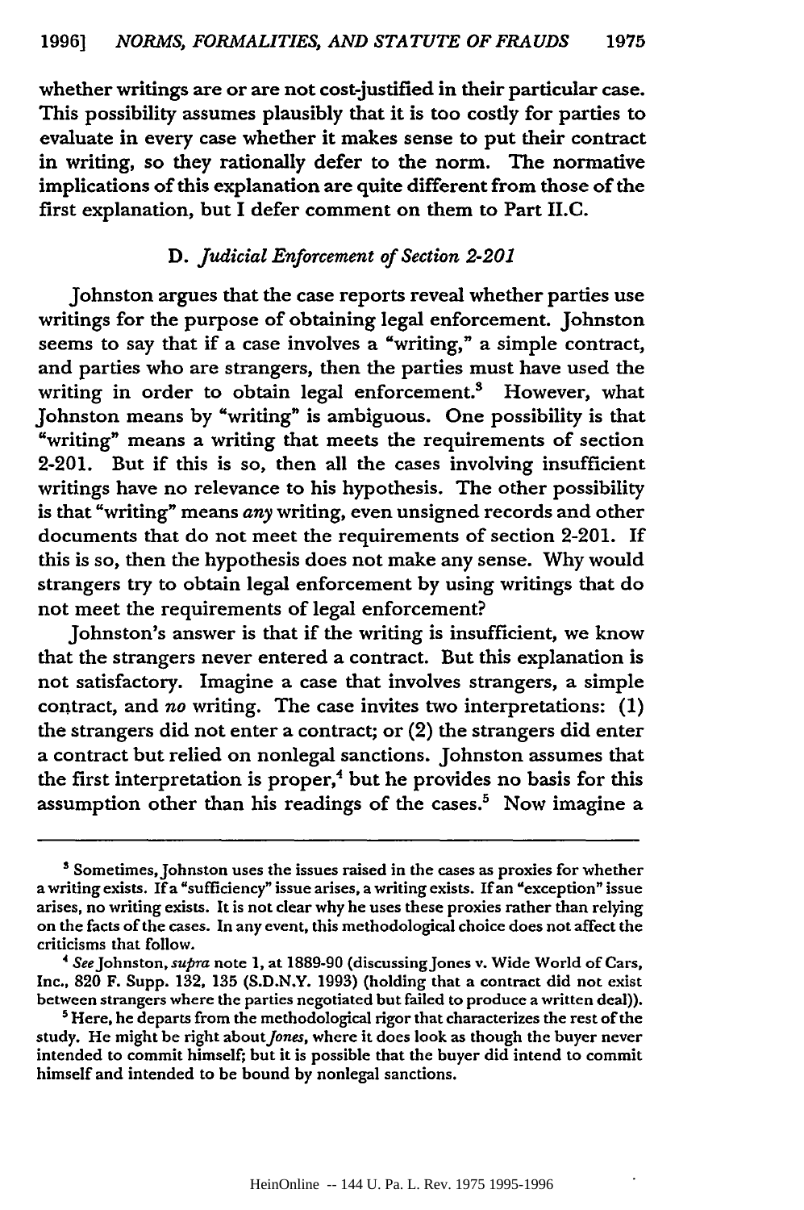whether writings are or are not cost-justified in their particular case. This possibility assumes plausibly that it is too costly for parties to evaluate in every case whether it makes sense to put their contract in writing, so they rationally defer to the norm. The normative implications of this explanation are quite different from those of the first explanation, but I defer comment on them to Part II.C.

### D. *Judicial Enforcement of Section 2-201*

Johnston argues that the case reports reveal whether parties use writings for the purpose of obtaining legal enforcement. Johnston seems to say that if a case involves a "writing," a simple contract, and parties who are strangers, then the parties must have used the writing in order to obtain legal enforcement.[3] However, what Johnston means by "writing" is ambiguous. One possibility is that "writing" means a writing that meets the requirements of section 2-201. But if this is so, then all the cases involving insufficient writings have no relevance to his hypothesis. The other possibility is that "writing" means *any* writing, even unsigned records and other documents that do not meet the requirements of section 2-201. If this is so, then the hypothesis does not make any sense. Why would strangers try to obtain legal enforcement by using writings that do not meet the requirements of legal enforcement?

Johnston's answer is that if the writing is insufficient, we know that the strangers never entered a contract. But this explanation is not satisfactory. Imagine a case that involves strangers, a simple contract, and *no* writing. The case invites two interpretations: (1) the strangers did not enter a contract; or (2) the strangers did enter a contract but relied on nonlegal sanctions. Johnston assumes that the first interpretation is proper,[4] but he provides no basis for this assumption other than his readings of the cases.[5] Now imagine a

---

[3] Sometimes, Johnston uses the issues raised in the cases as proxies for whether a writing exists. If a "sufficiency" issue arises, a writing exists. If an "exception" issue arises, no writing exists. It is not clear why he uses these proxies rather than relying on the facts of the cases. In any event, this methodological choice does not affect the criticisms that follow.

[4] *See* Johnston, *supra* note 1, at 1889-90 (discussing Jones v. Wide World of Cars, Inc., 820 F. Supp. 132, 135 (S.D.N.Y. 1993) (holding that a contract did not exist between strangers where the parties negotiated but failed to produce a written deal)).

[5] Here, he departs from the methodological rigor that characterizes the rest of the study. He might be right about *Jones*, where it does look as though the buyer never intended to commit himself; but it is possible that the buyer did intend to commit himself and intended to be bound by nonlegal sanctions.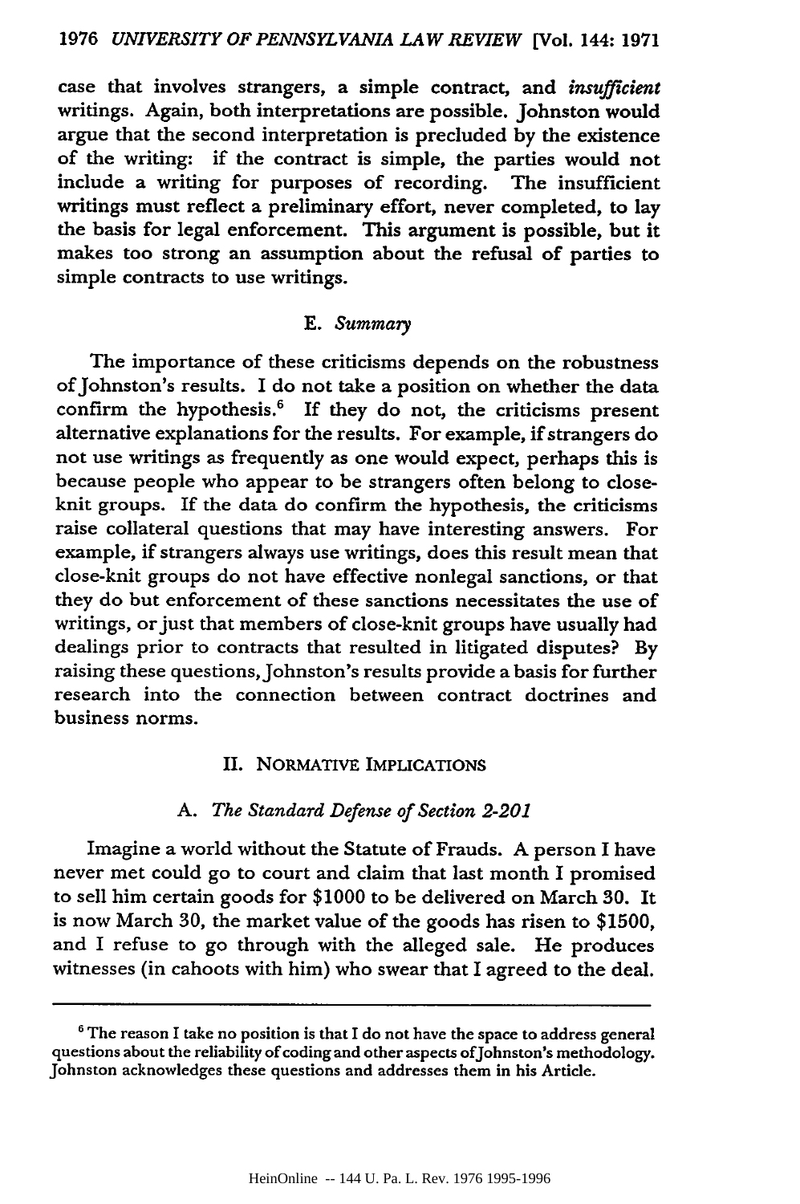case that involves strangers, a simple contract, and *insufficient* writings. Again, both interpretations are possible. Johnston would argue that the second interpretation is precluded by the existence of the writing: if the contract is simple, the parties would not include a writing for purposes of recording. The insufficient writings must reflect a preliminary effort, never completed, to lay the basis for legal enforcement. This argument is possible, but it makes too strong an assumption about the refusal of parties to simple contracts to use writings.

### E. *Summary*

The importance of these criticisms depends on the robustness of Johnston's results. I do not take a position on whether the data confirm the hypothesis.[6] If they do not, the criticisms present alternative explanations for the results. For example, if strangers do not use writings as frequently as one would expect, perhaps this is because people who appear to be strangers often belong to close-knit groups. If the data do confirm the hypothesis, the criticisms raise collateral questions that may have interesting answers. For example, if strangers always use writings, does this result mean that close-knit groups do not have effective nonlegal sanctions, or that they do but enforcement of these sanctions necessitates the use of writings, or just that members of close-knit groups have usually had dealings prior to contracts that resulted in litigated disputes? By raising these questions, Johnston's results provide a basis for further research into the connection between contract doctrines and business norms.

## II. Normative Implications

### A. *The Standard Defense of Section 2-201*

Imagine a world without the Statute of Frauds. A person I have never met could go to court and claim that last month I promised to sell him certain goods for $1000 to be delivered on March 30. It is now March 30, the market value of the goods has risen to $1500, and I refuse to go through with the alleged sale. He produces witnesses (in cahoots with him) who swear that I agreed to the deal.

---

[6] The reason I take no position is that I do not have the space to address general questions about the reliability of coding and other aspects of Johnston's methodology. Johnston acknowledges these questions and addresses them in his Article.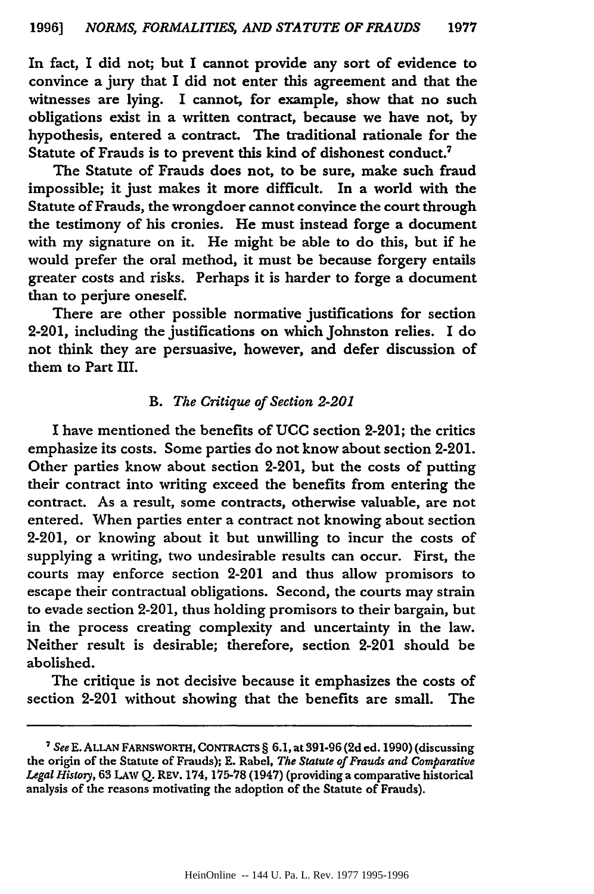In fact, I did not; but I cannot provide any sort of evidence to convince a jury that I did not enter this agreement and that the witnesses are lying. I cannot, for example, show that no such obligations exist in a written contract, because we have not, by hypothesis, entered a contract. The traditional rationale for the Statute of Frauds is to prevent this kind of dishonest conduct.[7]

The Statute of Frauds does not, to be sure, make such fraud impossible; it just makes it more difficult. In a world with the Statute of Frauds, the wrongdoer cannot convince the court through the testimony of his cronies. He must instead forge a document with my signature on it. He might be able to do this, but if he would prefer the oral method, it must be because forgery entails greater costs and risks. Perhaps it is harder to forge a document than to perjure oneself.

There are other possible normative justifications for section 2-201, including the justifications on which Johnston relies. I do not think they are persuasive, however, and defer discussion of them to Part III.

### B. *The Critique of Section 2-201*

I have mentioned the benefits of UCC section 2-201; the critics emphasize its costs. Some parties do not know about section 2-201. Other parties know about section 2-201, but the costs of putting their contract into writing exceed the benefits from entering the contract. As a result, some contracts, otherwise valuable, are not entered. When parties enter a contract not knowing about section 2-201, or knowing about it but unwilling to incur the costs of supplying a writing, two undesirable results can occur. First, the courts may enforce section 2-201 and thus allow promisors to escape their contractual obligations. Second, the courts may strain to evade section 2-201, thus holding promisors to their bargain, but in the process creating complexity and uncertainty in the law. Neither result is desirable; therefore, section 2-201 should be abolished.

The critique is not decisive because it emphasizes the costs of section 2-201 without showing that the benefits are small. The

---

[7] *See* E. ALLAN FARNSWORTH, CONTRACTS § 6.1, at 391-96 (2d ed. 1990) (discussing the origin of the Statute of Frauds); E. Rabel, *The Statute of Frauds and Comparative Legal History*, 63 LAW Q. REV. 174, 175-78 (1947) (providing a comparative historical analysis of the reasons motivating the adoption of the Statute of Frauds).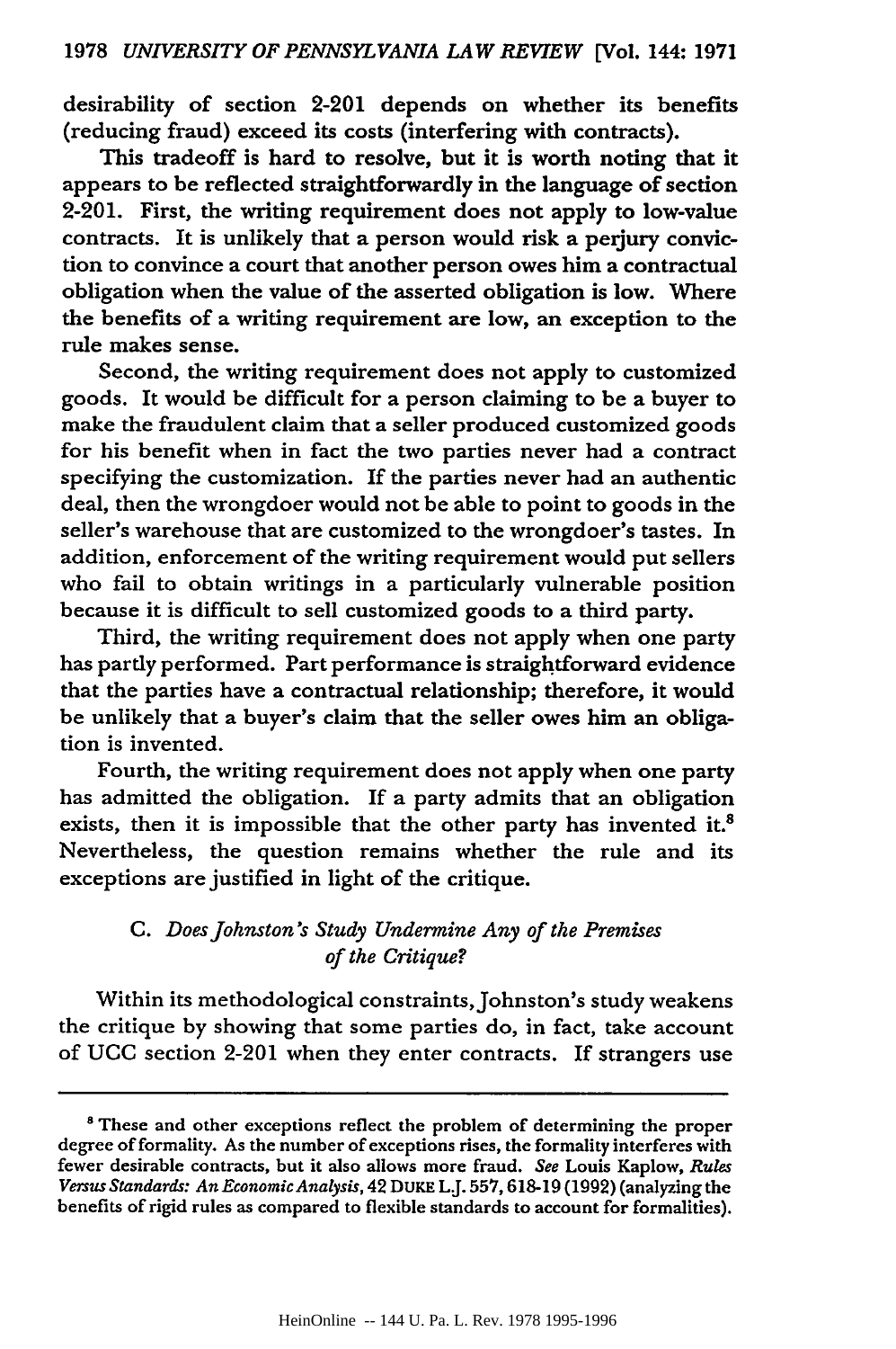desirability of section 2-201 depends on whether its benefits (reducing fraud) exceed its costs (interfering with contracts).

This tradeoff is hard to resolve, but it is worth noting that it appears to be reflected straightforwardly in the language of section 2-201. First, the writing requirement does not apply to low-value contracts. It is unlikely that a person would risk a perjury conviction to convince a court that another person owes him a contractual obligation when the value of the asserted obligation is low. Where the benefits of a writing requirement are low, an exception to the rule makes sense.

Second, the writing requirement does not apply to customized goods. It would be difficult for a person claiming to be a buyer to make the fraudulent claim that a seller produced customized goods for his benefit when in fact the two parties never had a contract specifying the customization. If the parties never had an authentic deal, then the wrongdoer would not be able to point to goods in the seller's warehouse that are customized to the wrongdoer's tastes. In addition, enforcement of the writing requirement would put sellers who fail to obtain writings in a particularly vulnerable position because it is difficult to sell customized goods to a third party.

Third, the writing requirement does not apply when one party has partly performed. Part performance is straightforward evidence that the parties have a contractual relationship; therefore, it would be unlikely that a buyer's claim that the seller owes him an obligation is invented.

Fourth, the writing requirement does not apply when one party has admitted the obligation. If a party admits that an obligation exists, then it is impossible that the other party has invented it.[8] Nevertheless, the question remains whether the rule and its exceptions are justified in light of the critique.

### C. *Does Johnston's Study Undermine Any of the Premises of the Critique?*

Within its methodological constraints, Johnston's study weakens the critique by showing that some parties do, in fact, take account of UCC section 2-201 when they enter contracts. If strangers use

---

[8] These and other exceptions reflect the problem of determining the proper degree of formality. As the number of exceptions rises, the formality interferes with fewer desirable contracts, but it also allows more fraud. *See* Louis Kaplow, *Rules Versus Standards: An Economic Analysis*, 42 DUKE L.J. 557, 618-19 (1992) (analyzing the benefits of rigid rules as compared to flexible standards to account for formalities).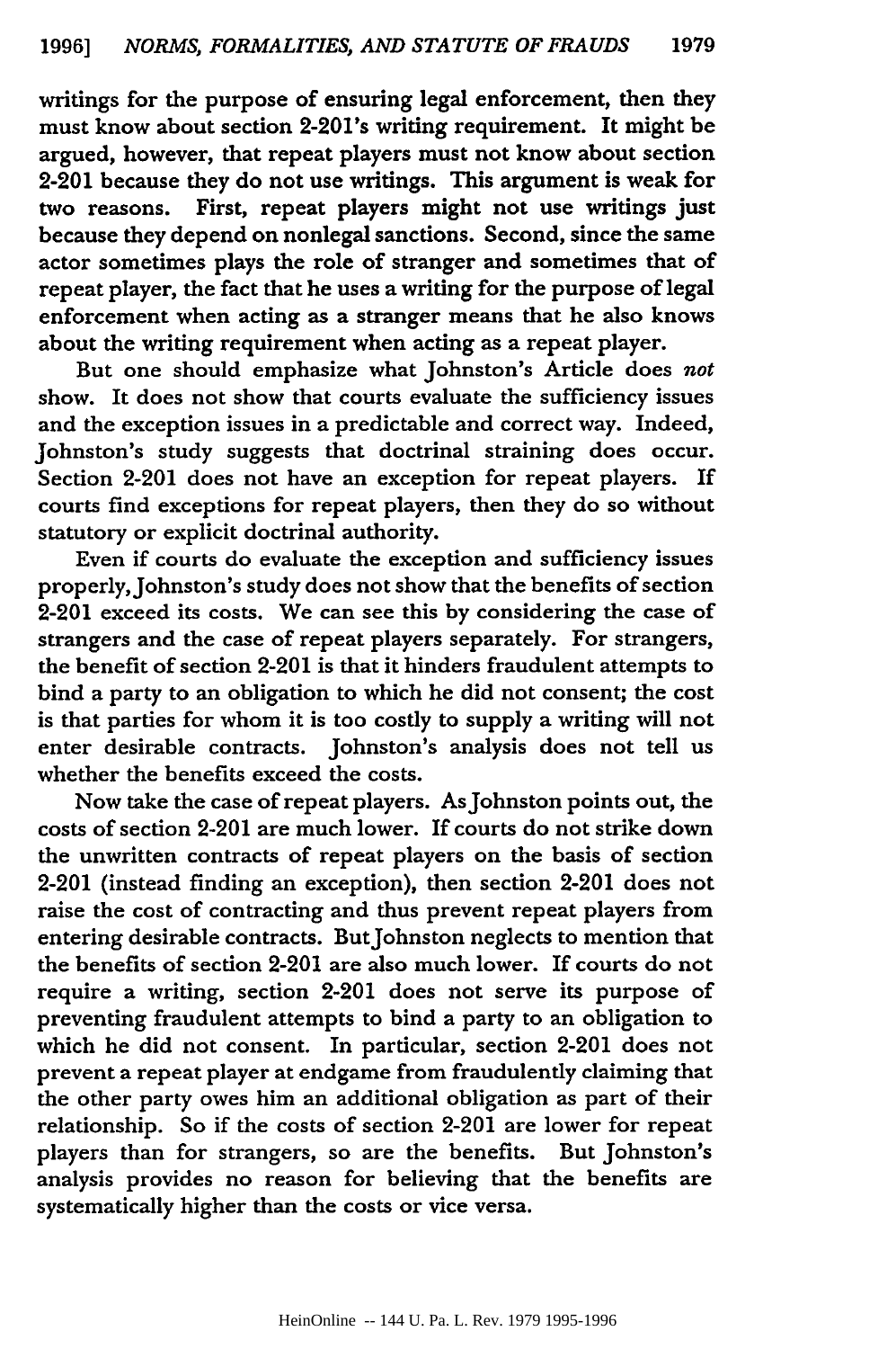writings for the purpose of ensuring legal enforcement, then they must know about section 2-201's writing requirement. It might be argued, however, that repeat players must not know about section 2-201 because they do not use writings. This argument is weak for two reasons. First, repeat players might not use writings just because they depend on nonlegal sanctions. Second, since the same actor sometimes plays the role of stranger and sometimes that of repeat player, the fact that he uses a writing for the purpose of legal enforcement when acting as a stranger means that he also knows about the writing requirement when acting as a repeat player.

But one should emphasize what Johnston's Article does *not* show. It does not show that courts evaluate the sufficiency issues and the exception issues in a predictable and correct way. Indeed, Johnston's study suggests that doctrinal straining does occur. Section 2-201 does not have an exception for repeat players. If courts find exceptions for repeat players, then they do so without statutory or explicit doctrinal authority.

Even if courts do evaluate the exception and sufficiency issues properly, Johnston's study does not show that the benefits of section 2-201 exceed its costs. We can see this by considering the case of strangers and the case of repeat players separately. For strangers, the benefit of section 2-201 is that it hinders fraudulent attempts to bind a party to an obligation to which he did not consent; the cost is that parties for whom it is too costly to supply a writing will not enter desirable contracts. Johnston's analysis does not tell us whether the benefits exceed the costs.

Now take the case of repeat players. As Johnston points out, the costs of section 2-201 are much lower. If courts do not strike down the unwritten contracts of repeat players on the basis of section 2-201 (instead finding an exception), then section 2-201 does not raise the cost of contracting and thus prevent repeat players from entering desirable contracts. But Johnston neglects to mention that the benefits of section 2-201 are also much lower. If courts do not require a writing, section 2-201 does not serve its purpose of preventing fraudulent attempts to bind a party to an obligation to which he did not consent. In particular, section 2-201 does not prevent a repeat player at endgame from fraudulently claiming that the other party owes him an additional obligation as part of their relationship. So if the costs of section 2-201 are lower for repeat players than for strangers, so are the benefits. But Johnston's analysis provides no reason for believing that the benefits are systematically higher than the costs or vice versa.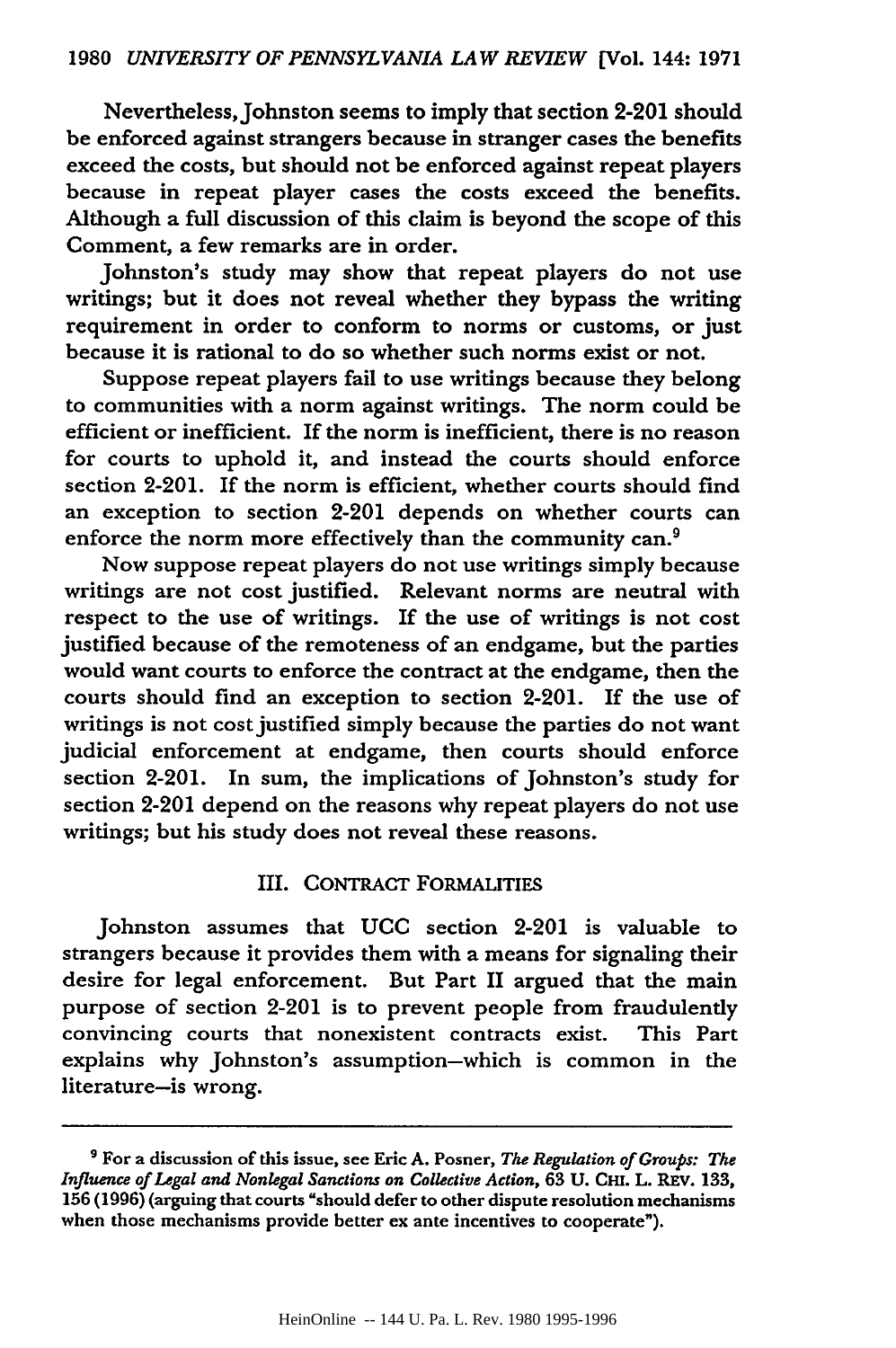Nevertheless, Johnston seems to imply that section 2-201 should be enforced against strangers because in stranger cases the benefits exceed the costs, but should not be enforced against repeat players because in repeat player cases the costs exceed the benefits. Although a full discussion of this claim is beyond the scope of this Comment, a few remarks are in order.

Johnston's study may show that repeat players do not use writings; but it does not reveal whether they bypass the writing requirement in order to conform to norms or customs, or just because it is rational to do so whether such norms exist or not.

Suppose repeat players fail to use writings because they belong to communities with a norm against writings. The norm could be efficient or inefficient. If the norm is inefficient, there is no reason for courts to uphold it, and instead the courts should enforce section 2-201. If the norm is efficient, whether courts should find an exception to section 2-201 depends on whether courts can enforce the norm more effectively than the community can.[9]

Now suppose repeat players do not use writings simply because writings are not cost justified. Relevant norms are neutral with respect to the use of writings. If the use of writings is not cost justified because of the remoteness of an endgame, but the parties would want courts to enforce the contract at the endgame, then the courts should find an exception to section 2-201. If the use of writings is not cost justified simply because the parties do not want judicial enforcement at endgame, then courts should enforce section 2-201. In sum, the implications of Johnston's study for section 2-201 depend on the reasons why repeat players do not use writings; but his study does not reveal these reasons.

## III. CONTRACT FORMALITIES

Johnston assumes that UCC section 2-201 is valuable to strangers because it provides them with a means for signaling their desire for legal enforcement. But Part II argued that the main purpose of section 2-201 is to prevent people from fraudulently convincing courts that nonexistent contracts exist. This Part explains why Johnston's assumption—which is common in the literature—is wrong.

---

[9] For a discussion of this issue, see Eric A. Posner, *The Regulation of Groups: The Influence of Legal and Nonlegal Sanctions on Collective Action*, 63 U. CHI. L. REV. 133, 156 (1996) (arguing that courts "should defer to other dispute resolution mechanisms when those mechanisms provide better ex ante incentives to cooperate").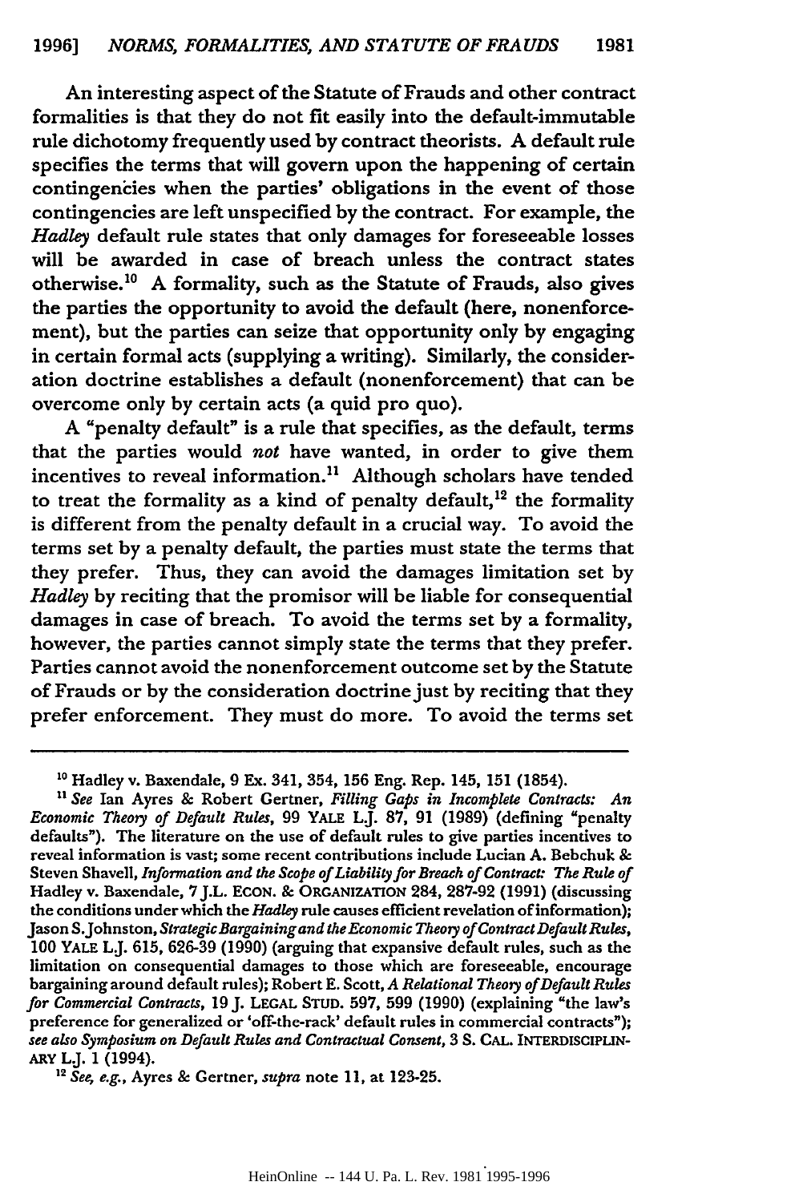An interesting aspect of the Statute of Frauds and other contract formalities is that they do not fit easily into the default-immutable rule dichotomy frequently used by contract theorists. A default rule specifies the terms that will govern upon the happening of certain contingencies when the parties' obligations in the event of those contingencies are left unspecified by the contract. For example, the *Hadley* default rule states that only damages for foreseeable losses will be awarded in case of breach unless the contract states otherwise.[10] A formality, such as the Statute of Frauds, also gives the parties the opportunity to avoid the default (here, nonenforcement), but the parties can seize that opportunity only by engaging in certain formal acts (supplying a writing). Similarly, the consideration doctrine establishes a default (nonenforcement) that can be overcome only by certain acts (a quid pro quo).

A "penalty default" is a rule that specifies, as the default, terms that the parties would *not* have wanted, in order to give them incentives to reveal information.[11] Although scholars have tended to treat the formality as a kind of penalty default,[12] the formality is different from the penalty default in a crucial way. To avoid the terms set by a penalty default, the parties must state the terms that they prefer. Thus, they can avoid the damages limitation set by *Hadley* by reciting that the promisor will be liable for consequential damages in case of breach. To avoid the terms set by a formality, however, the parties cannot simply state the terms that they prefer. Parties cannot avoid the nonenforcement outcome set by the Statute of Frauds or by the consideration doctrine just by reciting that they prefer enforcement. They must do more. To avoid the terms set

---

[10] Hadley v. Baxendale, 9 Ex. 341, 354, 156 Eng. Rep. 145, 151 (1854).

[11] *See* Ian Ayres & Robert Gertner, *Filling Gaps in Incomplete Contracts: An Economic Theory of Default Rules*, 99 YALE L.J. 87, 91 (1989) (defining "penalty defaults"). The literature on the use of default rules to give parties incentives to reveal information is vast; some recent contributions include Lucian A. Bebchuk & Steven Shavell, *Information and the Scope of Liability for Breach of Contract: The Rule of* Hadley v. Baxendale, 7 J.L. ECON. & ORGANIZATION 284, 287-92 (1991) (discussing the conditions under which the *Hadley* rule causes efficient revelation of information); Jason S. Johnston, *Strategic Bargaining and the Economic Theory of Contract Default Rules*, 100 YALE L.J. 615, 626-39 (1990) (arguing that expansive default rules, such as the limitation on consequential damages to those which are foreseeable, encourage bargaining around default rules); Robert E. Scott, *A Relational Theory of Default Rules for Commercial Contracts*, 19 J. LEGAL STUD. 597, 599 (1990) (explaining "the law's preference for generalized or 'off-the-rack' default rules in commercial contracts"); *see also Symposium on Default Rules and Contractual Consent*, 3 S. CAL. INTERDISCIPLINARY L.J. 1 (1994).

[12] *See, e.g.*, Ayres & Gertner, *supra* note 11, at 123-25.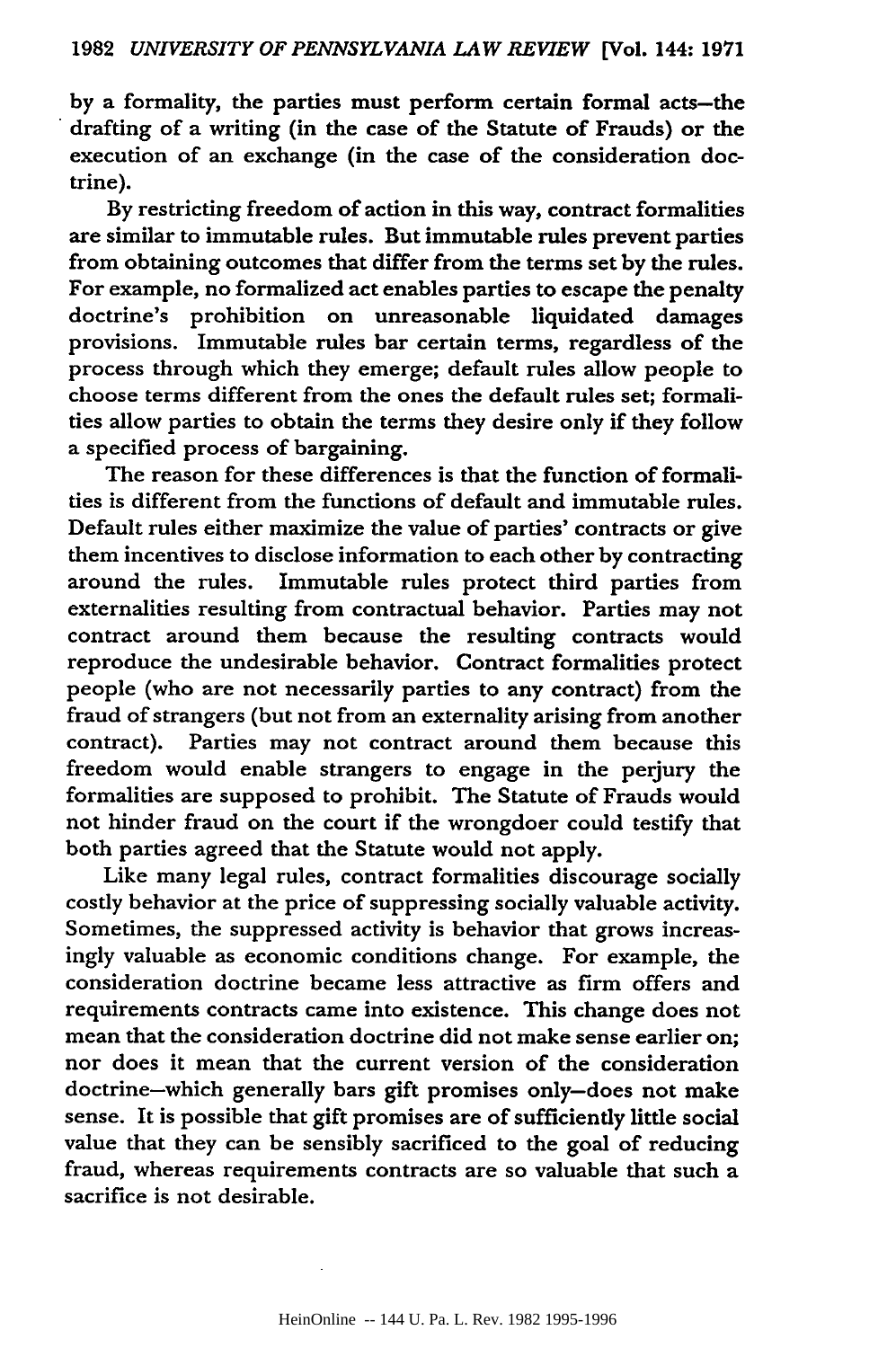by a formality, the parties must perform certain formal acts—the drafting of a writing (in the case of the Statute of Frauds) or the execution of an exchange (in the case of the consideration doctrine).

By restricting freedom of action in this way, contract formalities are similar to immutable rules. But immutable rules prevent parties from obtaining outcomes that differ from the terms set by the rules. For example, no formalized act enables parties to escape the penalty doctrine's prohibition on unreasonable liquidated damages provisions. Immutable rules bar certain terms, regardless of the process through which they emerge; default rules allow people to choose terms different from the ones the default rules set; formalities allow parties to obtain the terms they desire only if they follow a specified process of bargaining.

The reason for these differences is that the function of formalities is different from the functions of default and immutable rules. Default rules either maximize the value of parties' contracts or give them incentives to disclose information to each other by contracting around the rules. Immutable rules protect third parties from externalities resulting from contractual behavior. Parties may not contract around them because the resulting contracts would reproduce the undesirable behavior. Contract formalities protect people (who are not necessarily parties to any contract) from the fraud of strangers (but not from an externality arising from another contract). Parties may not contract around them because this freedom would enable strangers to engage in the perjury the formalities are supposed to prohibit. The Statute of Frauds would not hinder fraud on the court if the wrongdoer could testify that both parties agreed that the Statute would not apply.

Like many legal rules, contract formalities discourage socially costly behavior at the price of suppressing socially valuable activity. Sometimes, the suppressed activity is behavior that grows increasingly valuable as economic conditions change. For example, the consideration doctrine became less attractive as firm offers and requirements contracts came into existence. This change does not mean that the consideration doctrine did not make sense earlier on; nor does it mean that the current version of the consideration doctrine—which generally bars gift promises only—does not make sense. It is possible that gift promises are of sufficiently little social value that they can be sensibly sacrificed to the goal of reducing fraud, whereas requirements contracts are so valuable that such a sacrifice is not desirable.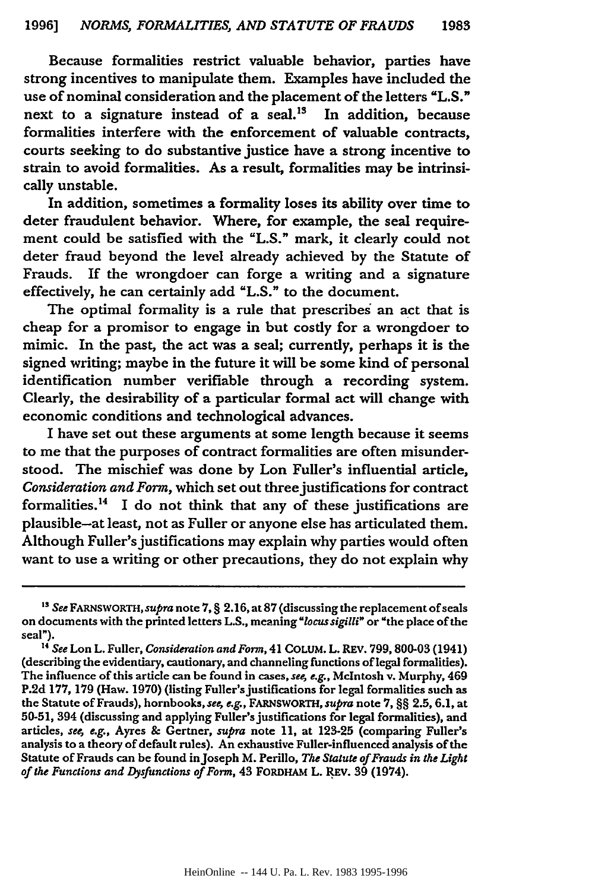Because formalities restrict valuable behavior, parties have strong incentives to manipulate them. Examples have included the use of nominal consideration and the placement of the letters "L.S." next to a signature instead of a seal.[13] In addition, because formalities interfere with the enforcement of valuable contracts, courts seeking to do substantive justice have a strong incentive to strain to avoid formalities. As a result, formalities may be intrinsically unstable.

In addition, sometimes a formality loses its ability over time to deter fraudulent behavior. Where, for example, the seal requirement could be satisfied with the "L.S." mark, it clearly could not deter fraud beyond the level already achieved by the Statute of Frauds. If the wrongdoer can forge a writing and a signature effectively, he can certainly add "L.S." to the document.

The optimal formality is a rule that prescribes an act that is cheap for a promisor to engage in but costly for a wrongdoer to mimic. In the past, the act was a seal; currently, perhaps it is the signed writing; maybe in the future it will be some kind of personal identification number verifiable through a recording system. Clearly, the desirability of a particular formal act will change with economic conditions and technological advances.

I have set out these arguments at some length because it seems to me that the purposes of contract formalities are often misunderstood. The mischief was done by Lon Fuller's influential article, *Consideration and Form*, which set out three justifications for contract formalities.[14] I do not think that any of these justifications are plausible—at least, not as Fuller or anyone else has articulated them. Although Fuller's justifications may explain why parties would often want to use a writing or other precautions, they do not explain why

---

[13] *See* FARNSWORTH, *supra* note 7, § 2.16, at 87 (discussing the replacement of seals on documents with the printed letters L.S., meaning "*locus sigilli*" or "the place of the seal").

[14] *See* Lon L. Fuller, *Consideration and Form*, 41 COLUM. L. REV. 799, 800-03 (1941) (describing the evidentiary, cautionary, and channeling functions of legal formalities). The influence of this article can be found in cases, *see, e.g.*, McIntosh v. Murphy, 469 P.2d 177, 179 (Haw. 1970) (listing Fuller's justifications for legal formalities such as the Statute of Frauds), hornbooks, *see, e.g.*, FARNSWORTH, *supra* note 7, §§ 2.5, 6.1, at 50-51, 394 (discussing and applying Fuller's justifications for legal formalities), and articles, *see, e.g.*, Ayres & Gertner, *supra* note 11, at 123-25 (comparing Fuller's analysis to a theory of default rules). An exhaustive Fuller-influenced analysis of the Statute of Frauds can be found in Joseph M. Perillo, *The Statute of Frauds in the Light of the Functions and Dysfunctions of Form*, 43 FORDHAM L. REV. 39 (1974).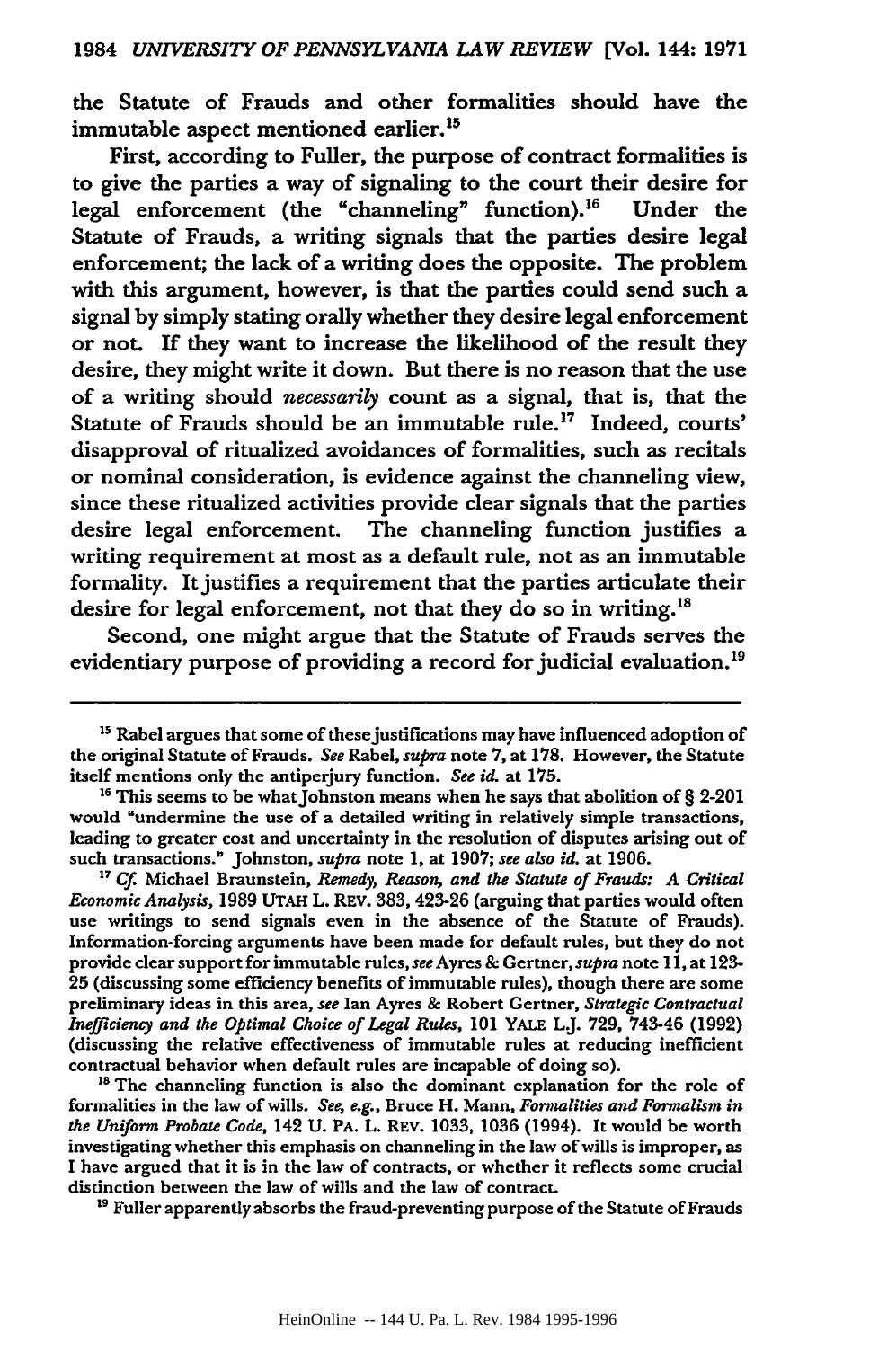the Statute of Frauds and other formalities should have the immutable aspect mentioned earlier.[15]

First, according to Fuller, the purpose of contract formalities is to give the parties a way of signaling to the court their desire for legal enforcement (the "channeling" function).[16] Under the Statute of Frauds, a writing signals that the parties desire legal enforcement; the lack of a writing does the opposite. The problem with this argument, however, is that the parties could send such a signal by simply stating orally whether they desire legal enforcement or not. If they want to increase the likelihood of the result they desire, they might write it down. But there is no reason that the use of a writing should *necessarily* count as a signal, that is, that the Statute of Frauds should be an immutable rule.[17] Indeed, courts' disapproval of ritualized avoidances of formalities, such as recitals or nominal consideration, is evidence against the channeling view, since these ritualized activities provide clear signals that the parties desire legal enforcement. The channeling function justifies a writing requirement at most as a default rule, not as an immutable formality. It justifies a requirement that the parties articulate their desire for legal enforcement, not that they do so in writing.[18]

Second, one might argue that the Statute of Frauds serves the evidentiary purpose of providing a record for judicial evaluation.[19]

---

[15] Rabel argues that some of these justifications may have influenced adoption of the original Statute of Frauds. *See* Rabel, *supra* note 7, at 178. However, the Statute itself mentions only the antiperjury function. *See id.* at 175.

[16] This seems to be what Johnston means when he says that abolition of § 2-201 would "undermine the use of a detailed writing in relatively simple transactions, leading to greater cost and uncertainty in the resolution of disputes arising out of such transactions." Johnston, *supra* note 1, at 1907; *see also id.* at 1906.

[17] *Cf.* Michael Braunstein, *Remedy, Reason, and the Statute of Frauds: A Critical Economic Analysis*, 1989 UTAH L. REV. 383, 423-26 (arguing that parties would often use writings to send signals even in the absence of the Statute of Frauds). Information-forcing arguments have been made for default rules, but they do not provide clear support for immutable rules, *see* Ayres & Gertner, *supra* note 11, at 123-25 (discussing some efficiency benefits of immutable rules), though there are some preliminary ideas in this area, *see* Ian Ayres & Robert Gertner, *Strategic Contractual Inefficiency and the Optimal Choice of Legal Rules*, 101 YALE L.J. 729, 743-46 (1992) (discussing the relative effectiveness of immutable rules at reducing inefficient contractual behavior when default rules are incapable of doing so).

[18] The channeling function is also the dominant explanation for the role of formalities in the law of wills. *See, e.g.*, Bruce H. Mann, *Formalities and Formalism in the Uniform Probate Code*, 142 U. PA. L. REV. 1033, 1036 (1994). It would be worth investigating whether this emphasis on channeling in the law of wills is improper, as I have argued that it is in the law of contracts, or whether it reflects some crucial distinction between the law of wills and the law of contract.

[19] Fuller apparently absorbs the fraud-preventing purpose of the Statute of Frauds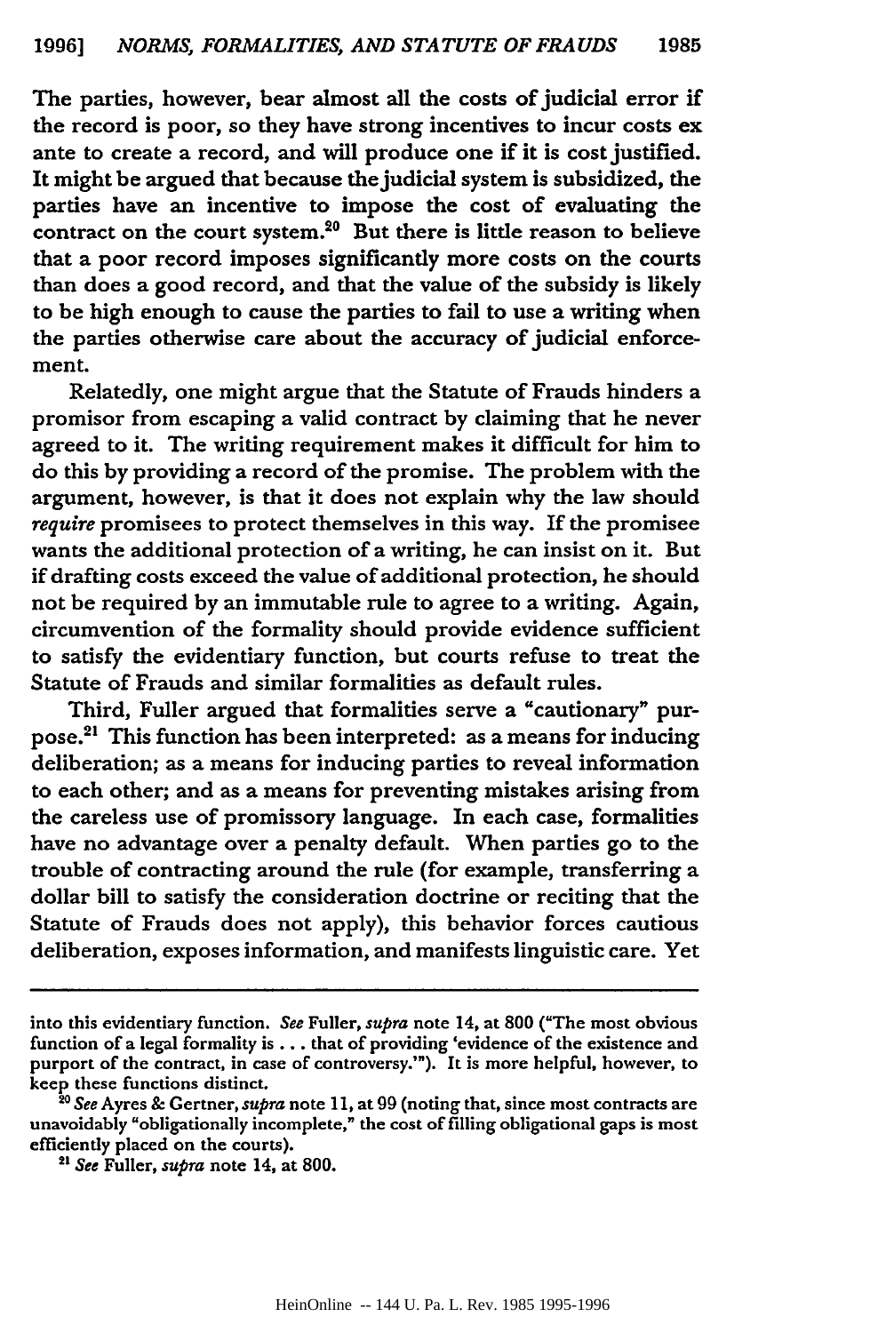The parties, however, bear almost all the costs of judicial error if the record is poor, so they have strong incentives to incur costs ex ante to create a record, and will produce one if it is cost justified. It might be argued that because the judicial system is subsidized, the parties have an incentive to impose the cost of evaluating the contract on the court system.[20] But there is little reason to believe that a poor record imposes significantly more costs on the courts than does a good record, and that the value of the subsidy is likely to be high enough to cause the parties to fail to use a writing when the parties otherwise care about the accuracy of judicial enforcement.

Relatedly, one might argue that the Statute of Frauds hinders a promisor from escaping a valid contract by claiming that he never agreed to it. The writing requirement makes it difficult for him to do this by providing a record of the promise. The problem with the argument, however, is that it does not explain why the law should *require* promisees to protect themselves in this way. If the promisee wants the additional protection of a writing, he can insist on it. But if drafting costs exceed the value of additional protection, he should not be required by an immutable rule to agree to a writing. Again, circumvention of the formality should provide evidence sufficient to satisfy the evidentiary function, but courts refuse to treat the Statute of Frauds and similar formalities as default rules.

Third, Fuller argued that formalities serve a "cautionary" purpose.[21] This function has been interpreted: as a means for inducing deliberation; as a means for inducing parties to reveal information to each other; and as a means for preventing mistakes arising from the careless use of promissory language. In each case, formalities have no advantage over a penalty default. When parties go to the trouble of contracting around the rule (for example, transferring a dollar bill to satisfy the consideration doctrine or reciting that the Statute of Frauds does not apply), this behavior forces cautious deliberation, exposes information, and manifests linguistic care. Yet

---

into this evidentiary function. *See* Fuller, *supra* note 14, at 800 ("The most obvious function of a legal formality is . . . that of providing 'evidence of the existence and purport of the contract, in case of controversy.'"). It is more helpful, however, to keep these functions distinct.

[20] *See* Ayres & Gertner, *supra* note 11, at 99 (noting that, since most contracts are unavoidably "obligationally incomplete," the cost of filling obligational gaps is most efficiently placed on the courts).

[21] *See* Fuller, *supra* note 14, at 800.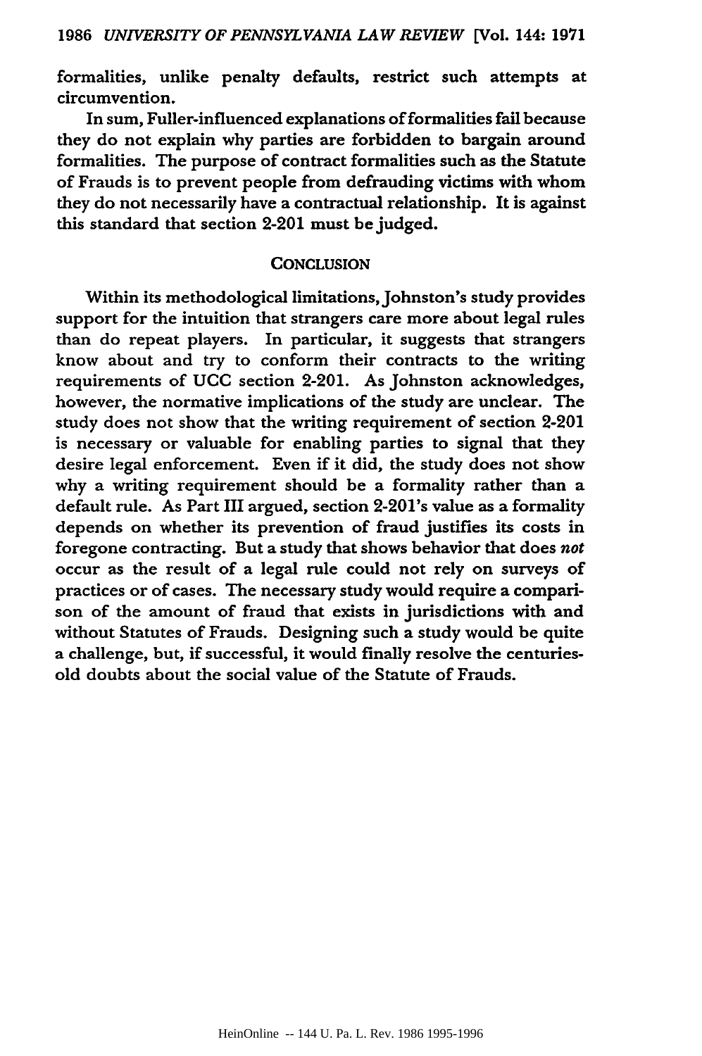formalities, unlike penalty defaults, restrict such attempts at circumvention.

In sum, Fuller-influenced explanations of formalities fail because they do not explain why parties are forbidden to bargain around formalities. The purpose of contract formalities such as the Statute of Frauds is to prevent people from defrauding victims with whom they do not necessarily have a contractual relationship. It is against this standard that section 2-201 must be judged.

## CONCLUSION

Within its methodological limitations, Johnston's study provides support for the intuition that strangers care more about legal rules than do repeat players. In particular, it suggests that strangers know about and try to conform their contracts to the writing requirements of UCC section 2-201. As Johnston acknowledges, however, the normative implications of the study are unclear. The study does not show that the writing requirement of section 2-201 is necessary or valuable for enabling parties to signal that they desire legal enforcement. Even if it did, the study does not show why a writing requirement should be a formality rather than a default rule. As Part III argued, section 2-201's value as a formality depends on whether its prevention of fraud justifies its costs in foregone contracting. But a study that shows behavior that does *not* occur as the result of a legal rule could not rely on surveys of practices or of cases. The necessary study would require a comparison of the amount of fraud that exists in jurisdictions with and without Statutes of Frauds. Designing such a study would be quite a challenge, but, if successful, it would finally resolve the centuries-old doubts about the social value of the Statute of Frauds.